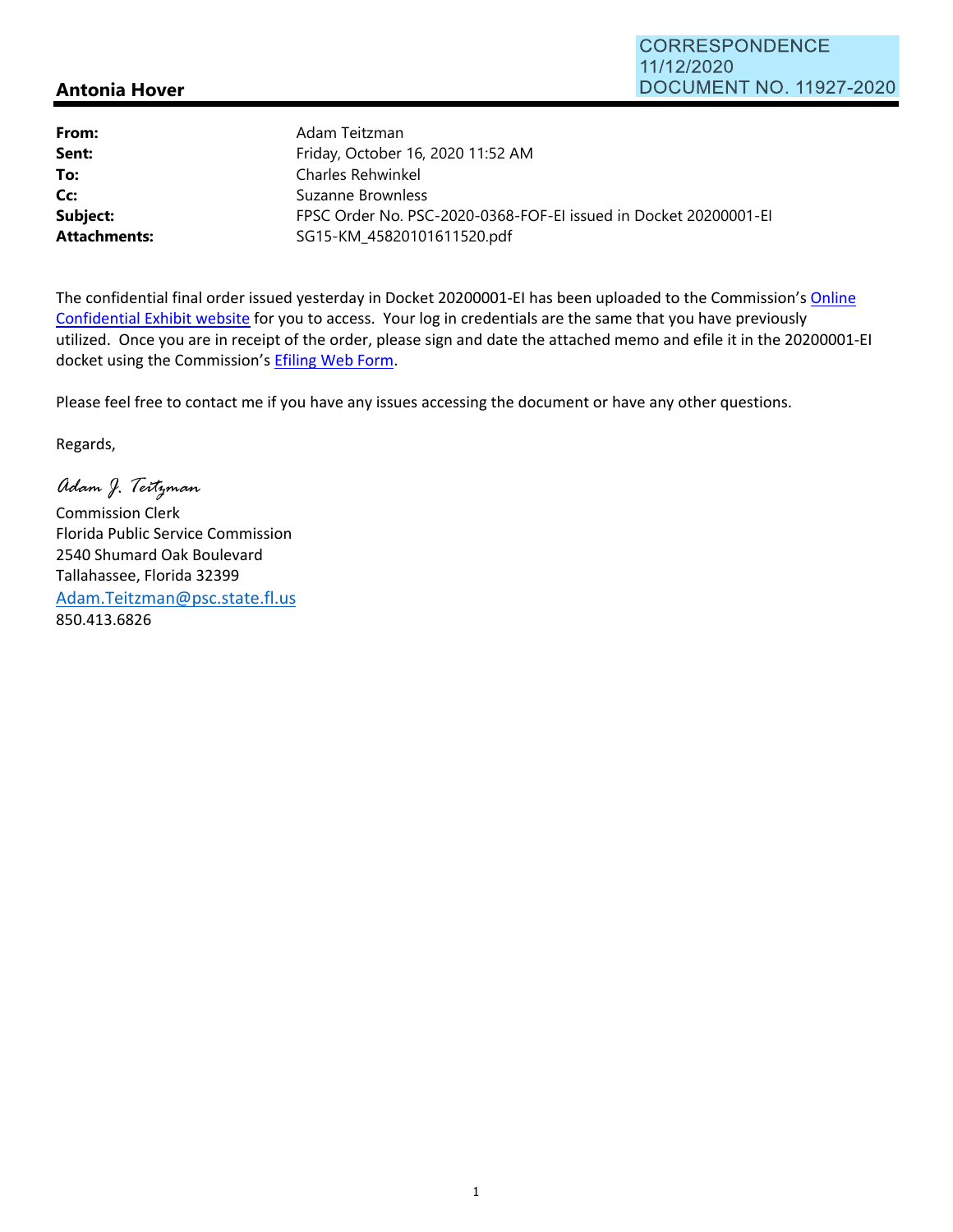CORRESPONDENCE
11/12/2020
DOCUMENT NO. 11927-2020

## Antonia Hover

| | |
|---|---|
| **From:** | Adam Teitzman |
| **Sent:** | Friday, October 16, 2020 11:52 AM |
| **To:** | Charles Rehwinkel |
| **Cc:** | Suzanne Brownless |
| **Subject:** | FPSC Order No. PSC-2020-0368-FOF-EI issued in Docket 20200001-EI |
| **Attachments:** | SG15-KM_45820101611520.pdf |

The confidential final order issued yesterday in Docket 20200001-EI has been uploaded to the Commission's Online Confidential Exhibit website for you to access. Your log in credentials are the same that you have previously utilized. Once you are in receipt of the order, please sign and date the attached memo and efile it in the 20200001-EI docket using the Commission's Efiling Web Form.

Please feel free to contact me if you have any issues accessing the document or have any other questions.

Regards,

*Adam J. Teitzman*
Commission Clerk
Florida Public Service Commission
2540 Shumard Oak Boulevard
Tallahassee, Florida 32399
Adam.Teitzman@psc.state.fl.us
850.413.6826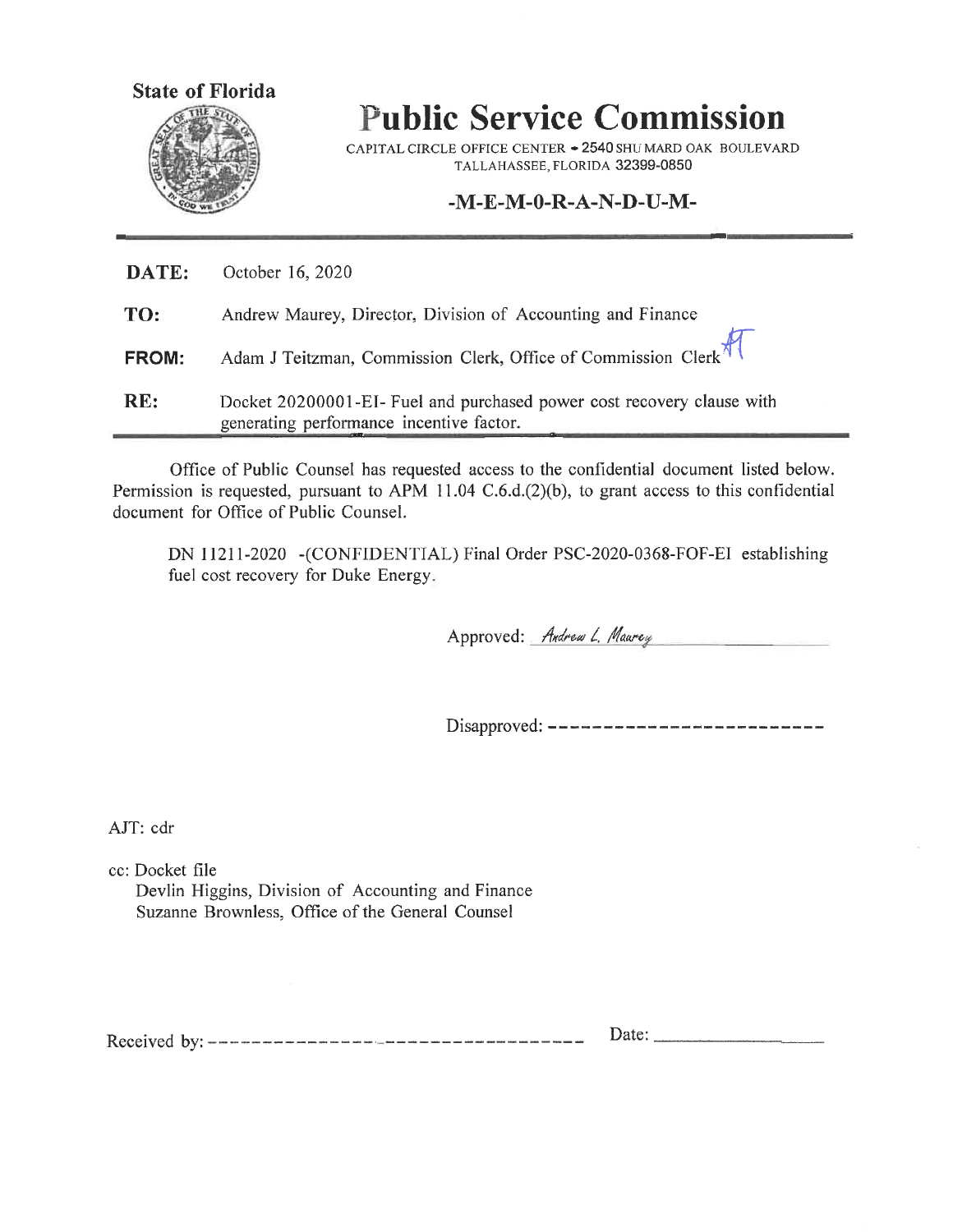State of Florida

# Public Service Commission

CAPITAL CIRCLE OFFICE CENTER • 2540 SHUMARD OAK BOULEVARD
TALLAHASSEE, FLORIDA 32399-0850

## -M-E-M-0-R-A-N-D-U-M-

**DATE:** October 16, 2020

**TO:** Andrew Maurey, Director, Division of Accounting and Finance

**FROM:** Adam J Teitzman, Commission Clerk, Office of Commission Clerk AT

**RE:** Docket 20200001-EI- Fuel and purchased power cost recovery clause with generating performance incentive factor.

Office of Public Counsel has requested access to the confidential document listed below. Permission is requested, pursuant to APM 11.04 C.6.d.(2)(b), to grant access to this confidential document for Office of Public Counsel.

DN 11211-2020 -(CONFIDENTIAL) Final Order PSC-2020-0368-FOF-EI establishing fuel cost recovery for Duke Energy.

Approved: *Andrew L. Maurey*

Disapproved: ---------------------------

AJT: cdr

cc: Docket file
Devlin Higgins, Division of Accounting and Finance
Suzanne Brownless, Office of the General Counsel

Received by: ------------------------------------ Date: ______________